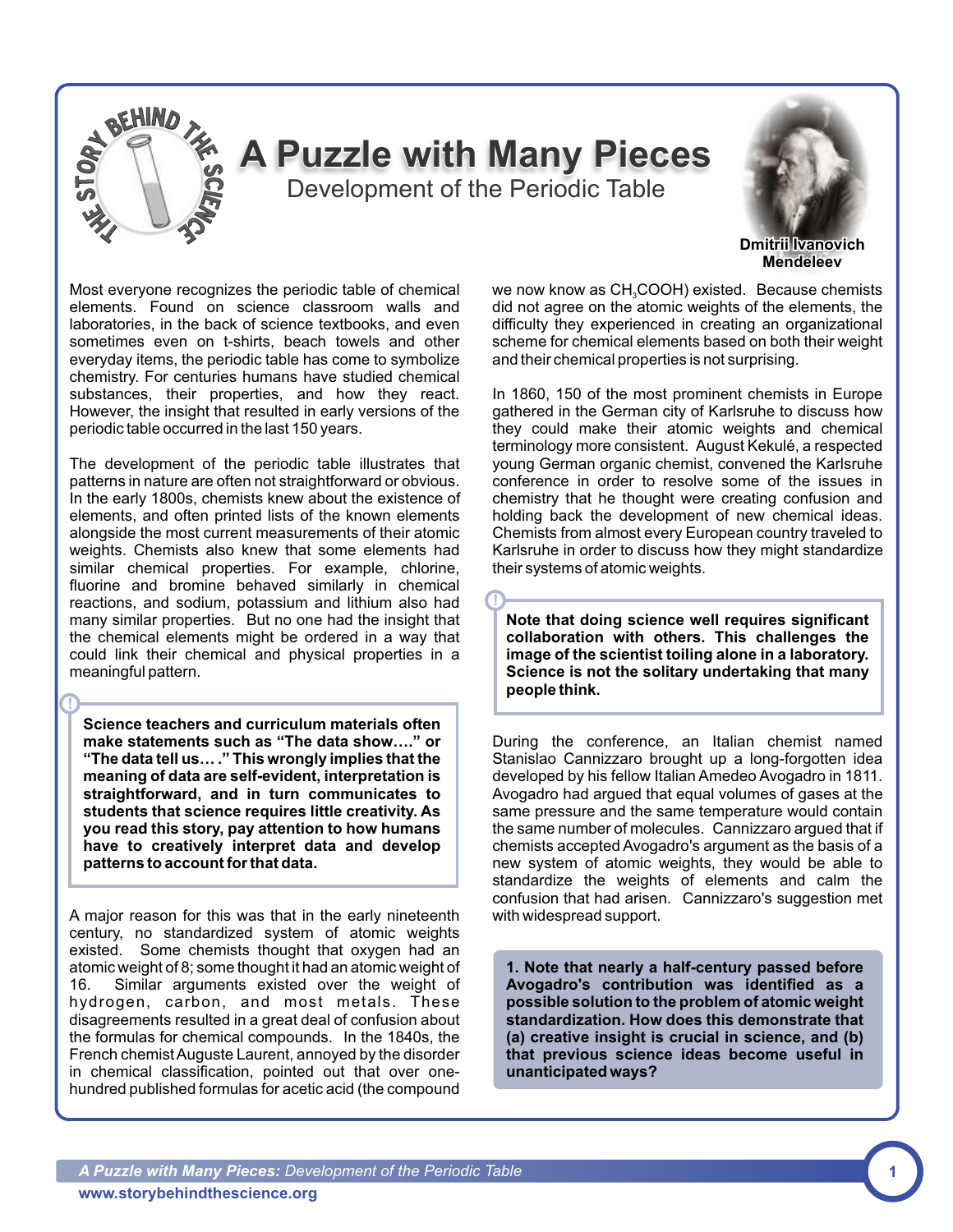# A Puzzle with Many Pieces

## Development of the Periodic Table

Dmitrii Ivanovich Mendeleev

Most everyone recognizes the periodic table of chemical elements. Found on science classroom walls and laboratories, in the back of science textbooks, and even sometimes even on t-shirts, beach towels and other everyday items, the periodic table has come to symbolize chemistry. For centuries humans have studied chemical substances, their properties, and how they react. However, the insight that resulted in early versions of the periodic table occurred in the last 150 years.

The development of the periodic table illustrates that patterns in nature are often not straightforward or obvious. In the early 1800s, chemists knew about the existence of elements, and often printed lists of the known elements alongside the most current measurements of their atomic weights. Chemists also knew that some elements had similar chemical properties. For example, chlorine, fluorine and bromine behaved similarly in chemical reactions, and sodium, potassium and lithium also had many similar properties. But no one had the insight that the chemical elements might be ordered in a way that could link their chemical and physical properties in a meaningful pattern.

> **Science teachers and curriculum materials often make statements such as "The data show…." or "The data tell us… ." This wrongly implies that the meaning of data are self-evident, interpretation is straightforward, and in turn communicates to students that science requires little creativity. As you read this story, pay attention to how humans have to creatively interpret data and develop patterns to account for that data.**

A major reason for this was that in the early nineteenth century, no standardized system of atomic weights existed. Some chemists thought that oxygen had an atomic weight of 8; some thought it had an atomic weight of 16. Similar arguments existed over the weight of hydrogen, carbon, and most metals. These disagreements resulted in a great deal of confusion about the formulas for chemical compounds. In the 1840s, the French chemist Auguste Laurent, annoyed by the disorder in chemical classification, pointed out that over one-hundred published formulas for acetic acid (the compound we now know as $CH_3COOH$) existed. Because chemists did not agree on the atomic weights of the elements, the difficulty they experienced in creating an organizational scheme for chemical elements based on both their weight and their chemical properties is not surprising.

In 1860, 150 of the most prominent chemists in Europe gathered in the German city of Karlsruhe to discuss how they could make their atomic weights and chemical terminology more consistent. August Kekulé, a respected young German organic chemist, convened the Karlsruhe conference in order to resolve some of the issues in chemistry that he thought were creating confusion and holding back the development of new chemical ideas. Chemists from almost every European country traveled to Karlsruhe in order to discuss how they might standardize their systems of atomic weights.

> **Note that doing science well requires significant collaboration with others. This challenges the image of the scientist toiling alone in a laboratory. Science is not the solitary undertaking that many people think.**

During the conference, an Italian chemist named Stanislao Cannizzaro brought up a long-forgotten idea developed by his fellow Italian Amedeo Avogadro in 1811. Avogadro had argued that equal volumes of gases at the same pressure and the same temperature would contain the same number of molecules. Cannizzaro argued that if chemists accepted Avogadro's argument as the basis of a new system of atomic weights, they would be able to standardize the weights of elements and calm the confusion that had arisen. Cannizzaro's suggestion met with widespread support.

> **1. Note that nearly a half-century passed before Avogadro's contribution was identified as a possible solution to the problem of atomic weight standardization. How does this demonstrate that (a) creative insight is crucial in science, and (b) that previous science ideas become useful in unanticipated ways?**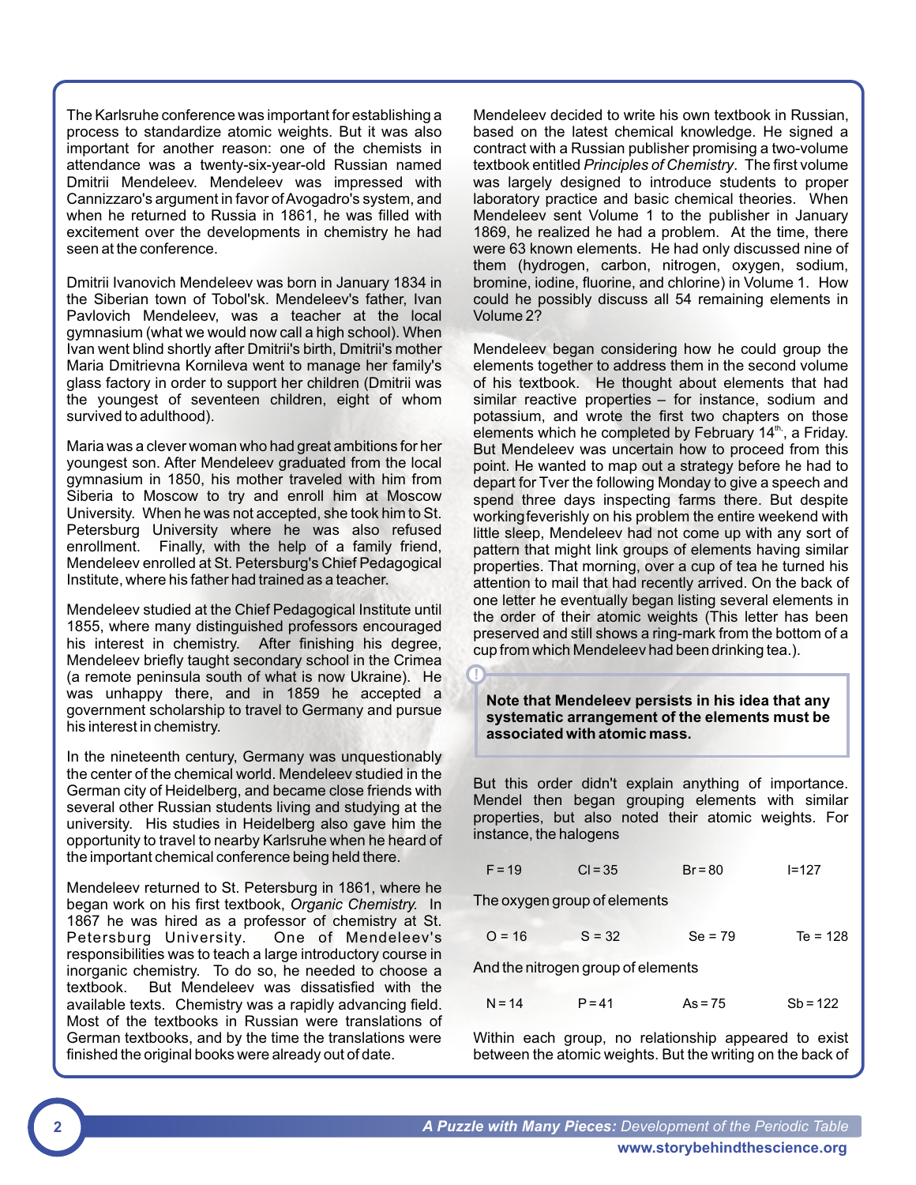The Karlsruhe conference was important for establishing a process to standardize atomic weights. But it was also important for another reason: one of the chemists in attendance was a twenty-six-year-old Russian named Dmitrii Mendeleev. Mendeleev was impressed with Cannizzaro's argument in favor of Avogadro's system, and when he returned to Russia in 1861, he was filled with excitement over the developments in chemistry he had seen at the conference.

Dmitrii Ivanovich Mendeleev was born in January 1834 in the Siberian town of Tobol'sk. Mendeleev's father, Ivan Pavlovich Mendeleev, was a teacher at the local gymnasium (what we would now call a high school). When Ivan went blind shortly after Dmitrii's birth, Dmitrii's mother Maria Dmitrievna Kornileva went to manage her family's glass factory in order to support her children (Dmitrii was the youngest of seventeen children, eight of whom survived to adulthood).

Maria was a clever woman who had great ambitions for her youngest son. After Mendeleev graduated from the local gymnasium in 1850, his mother traveled with him from Siberia to Moscow to try and enroll him at Moscow University. When he was not accepted, she took him to St. Petersburg University where he was also refused enrollment. Finally, with the help of a family friend, Mendeleev enrolled at St. Petersburg's Chief Pedagogical Institute, where his father had trained as a teacher.

Mendeleev studied at the Chief Pedagogical Institute until 1855, where many distinguished professors encouraged his interest in chemistry. After finishing his degree, Mendeleev briefly taught secondary school in the Crimea (a remote peninsula south of what is now Ukraine). He was unhappy there, and in 1859 he accepted a government scholarship to travel to Germany and pursue his interest in chemistry.

In the nineteenth century, Germany was unquestionably the center of the chemical world. Mendeleev studied in the German city of Heidelberg, and became close friends with several other Russian students living and studying at the university. His studies in Heidelberg also gave him the opportunity to travel to nearby Karlsruhe when he heard of the important chemical conference being held there.

Mendeleev returned to St. Petersburg in 1861, where he began work on his first textbook, *Organic Chemistry.* In 1867 he was hired as a professor of chemistry at St. Petersburg University. One of Mendeleev's responsibilities was to teach a large introductory course in inorganic chemistry. To do so, he needed to choose a textbook. But Mendeleev was dissatisfied with the available texts. Chemistry was a rapidly advancing field. Most of the textbooks in Russian were translations of German textbooks, and by the time the translations were finished the original books were already out of date.

Mendeleev decided to write his own textbook in Russian, based on the latest chemical knowledge. He signed a contract with a Russian publisher promising a two-volume textbook entitled *Principles of Chemistry*. The first volume was largely designed to introduce students to proper laboratory practice and basic chemical theories. When Mendeleev sent Volume 1 to the publisher in January 1869, he realized he had a problem. At the time, there were 63 known elements. He had only discussed nine of them (hydrogen, carbon, nitrogen, oxygen, sodium, bromine, iodine, fluorine, and chlorine) in Volume 1. How could he possibly discuss all 54 remaining elements in Volume 2?

Mendeleev began considering how he could group the elements together to address them in the second volume of his textbook. He thought about elements that had similar reactive properties – for instance, sodium and potassium, and wrote the first two chapters on those elements which he completed by February 14th, a Friday. But Mendeleev was uncertain how to proceed from this point. He wanted to map out a strategy before he had to depart for Tver the following Monday to give a speech and spend three days inspecting farms there. But despite working feverishly on his problem the entire weekend with little sleep, Mendeleev had not come up with any sort of pattern that might link groups of elements having similar properties. That morning, over a cup of tea he turned his attention to mail that had recently arrived. On the back of one letter he eventually began listing several elements in the order of their atomic weights (This letter has been preserved and still shows a ring-mark from the bottom of a cup from which Mendeleev had been drinking tea.).

**Note that Mendeleev persists in his idea that any systematic arrangement of the elements must be associated with atomic mass.**

But this order didn't explain anything of importance. Mendel then began grouping elements with similar properties, but also noted their atomic weights. For instance, the halogens

F = 19 Cl = 35 Br = 80 I=127

The oxygen group of elements

O = 16 S = 32 Se = 79 Te = 128

And the nitrogen group of elements

N = 14 P = 41 As = 75 Sb = 122

Within each group, no relationship appeared to exist between the atomic weights. But the writing on the back of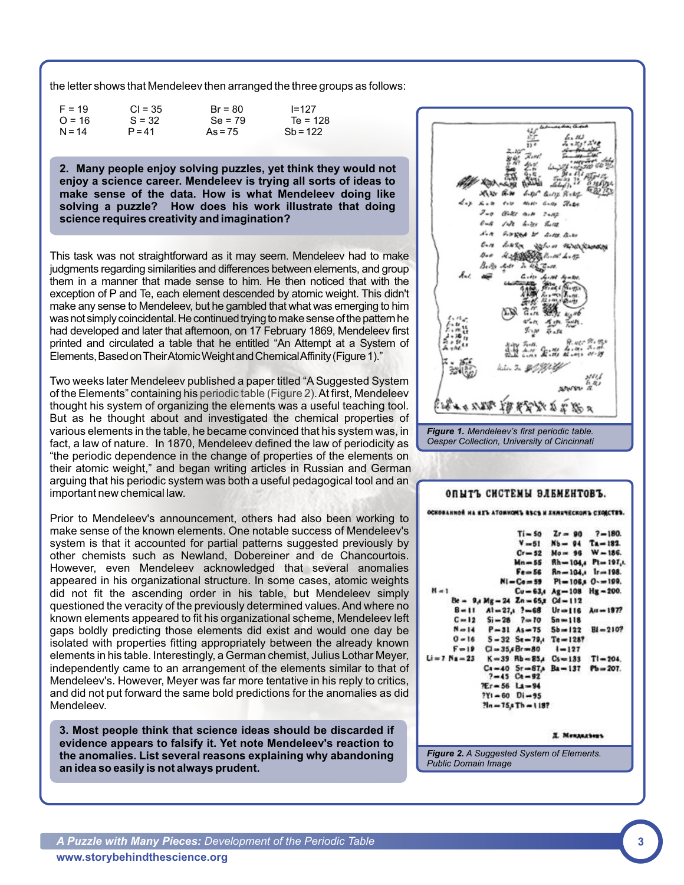the letter shows that Mendeleev then arranged the three groups as follows:

| | | | |
|---|---|---|---|
| F = 19 | Cl = 35 | Br = 80 | I=127 |
| O = 16 | S = 32 | Se = 79 | Te = 128 |
| N = 14 | P = 41 | As = 75 | Sb = 122 |

**2. Many people enjoy solving puzzles, yet think they would not enjoy a science career. Mendeleev is trying all sorts of ideas to make sense of the data. How is what Mendeleev doing like solving a puzzle? How does his work illustrate that doing science requires creativity and imagination?**

This task was not straightforward as it may seem. Mendeleev had to make judgments regarding similarities and differences between elements, and group them in a manner that made sense to him. He then noticed that with the exception of P and Te, each element descended by atomic weight. This didn't make any sense to Mendeleev, but he gambled that what was emerging to him was not simply coincidental. He continued trying to make sense of the pattern he had developed and later that afternoon, on 17 February 1869, Mendeleev first printed and circulated a table that he entitled "An Attempt at a System of Elements, Based on Their Atomic Weight and Chemical Affinity (Figure 1)."

Two weeks later Mendeleev published a paper titled "A Suggested System of the Elements" containing his periodic table (Figure 2). At first, Mendeleev thought his system of organizing the elements was a useful teaching tool. But as he thought about and investigated the chemical properties of various elements in the table, he became convinced that his system was, in fact, a law of nature. In 1870, Mendeleev defined the law of periodicity as "the periodic dependence in the change of properties of the elements on their atomic weight," and began writing articles in Russian and German arguing that his periodic system was both a useful pedagogical tool and an important new chemical law.

Prior to Mendeleev's announcement, others had also been working to make sense of the known elements. One notable success of Mendeleev's system is that it accounted for partial patterns suggested previously by other chemists such as Newland, Dobereiner and de Chancourtois. However, even Mendeleev acknowledged that several anomalies appeared in his organizational structure. In some cases, atomic weights did not fit the ascending order in his table, but Mendeleev simply questioned the veracity of the previously determined values. And where no known elements appeared to fit his organizational scheme, Mendeleev left gaps boldly predicting those elements did exist and would one day be isolated with properties fitting appropriately between the already known elements in his table. Interestingly, a German chemist, Julius Lothar Meyer, independently came to an arrangement of the elements similar to that of Mendeleev's. However, Meyer was far more tentative in his reply to critics, and did not put forward the same bold predictions for the anomalies as did Mendeleev.

**3. Most people think that science ideas should be discarded if evidence appears to falsify it. Yet note Mendeleev's reaction to the anomalies. List several reasons explaining why abandoning an idea so easily is not always prudent.**

*Figure 1.* Mendeleev's first periodic table. Oesper Collection, University of Cincinnati

ОПЫТЪ СИСТЕМЫ ЭЛЕМЕНТОВЪ.

ОСНОВАННОЙ НА ИХЪ АТОМНОМЪ ВѢСѢ И ХИМИЧЕСКОМЪ СХОДСТВѢ.

| | | | | |
|---|---|---|---|---|
| | | Ti = 50 | Zr = 90 | ? = 180. |
| | | V = 51 | Nb = 94 | Ta = 182. |
| | | Cr = 52 | Mo = 96 | W = 186. |
| | | Mn = 55 | Rh = 104,4 | Pt = 197,4 |
| | | Fe = 56 | Ru = 104,4 | Ir = 198. |
| | | Ni = Co = 59 | Pl = 106,6 | Os = 199. |
| H = 1 | | Cu = 63,4 | Ag = 108 | Hg = 200. |
| | Be = 9,4 | Mg = 24 | Zn = 65,2 | Cd = 112 |
| | B = 11 | Al = 27,4 | ? = 68 | Ur = 116 | Au = 197? |
| | C = 12 | Si = 28 | ? = 70 | Sn = 118 |
| | N = 14 | P = 31 | As = 75 | Sb = 122 | Bi = 210? |
| | O = 16 | S = 32 | Se = 79,4 | Te = 128? |
| | F = 19 | Cl = 35,5 | Br = 80 | I = 127 |
| Li = 7 | Na = 23 | K = 39 | Rb = 85,4 | Cs = 133 | Tl = 204. |
| | | Ca = 40 | Sr = 87,6 | Ba = 137 | Pb = 207. |
| | | ? = 45 | Ce = 92 | |
| | | ?Er = 56 | La = 94 | |
| | | ?Yt = 60 | Di = 95 | |
| | | ?In = 75,6 | Th = 118? | |

Д. Менделѣевъ

*Figure 2.* A Suggested System of Elements. Public Domain Image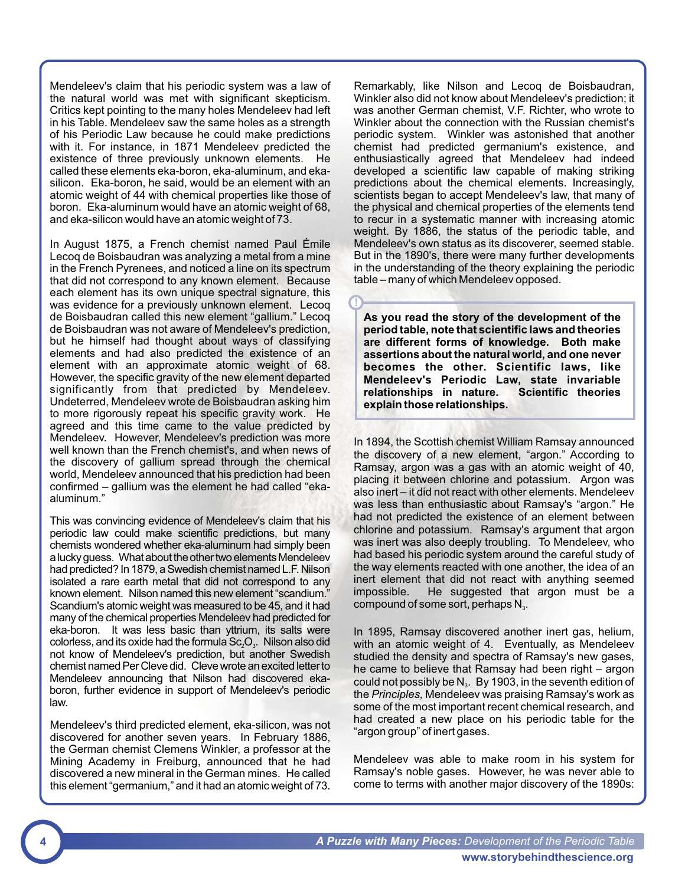Mendeleev's claim that his periodic system was a law of the natural world was met with significant skepticism. Critics kept pointing to the many holes Mendeleev had left in his Table. Mendeleev saw the same holes as a strength of his Periodic Law because he could make predictions with it. For instance, in 1871 Mendeleev predicted the existence of three previously unknown elements. He called these elements eka-boron, eka-aluminum, and eka-silicon. Eka-boron, he said, would be an element with an atomic weight of 44 with chemical properties like those of boron. Eka-aluminum would have an atomic weight of 68, and eka-silicon would have an atomic weight of 73.

In August 1875, a French chemist named Paul Émile Lecoq de Boisbaudran was analyzing a metal from a mine in the French Pyrenees, and noticed a line on its spectrum that did not correspond to any known element. Because each element has its own unique spectral signature, this was evidence for a previously unknown element. Lecoq de Boisbaudran called this new element "gallium." Lecoq de Boisbaudran was not aware of Mendeleev's prediction, but he himself had thought about ways of classifying elements and had also predicted the existence of an element with an approximate atomic weight of 68. However, the specific gravity of the new element departed significantly from that predicted by Mendeleev. Undeterred, Mendeleev wrote de Boisbaudran asking him to more rigorously repeat his specific gravity work. He agreed and this time came to the value predicted by Mendeleev. However, Mendeleev's prediction was more well known than the French chemist's, and when news of the discovery of gallium spread through the chemical world, Mendeleev announced that his prediction had been confirmed – gallium was the element he had called "eka-aluminum."

This was convincing evidence of Mendeleev's claim that his periodic law could make scientific predictions, but many chemists wondered whether eka-aluminum had simply been a lucky guess. What about the other two elements Mendeleev had predicted? In 1879, a Swedish chemist named L.F. Nilson isolated a rare earth metal that did not correspond to any known element. Nilson named this new element "scandium." Scandium's atomic weight was measured to be 45, and it had many of the chemical properties Mendeleev had predicted for eka-boron. It was less basic than yttrium, its salts were colorless, and its oxide had the formula $Sc_2O_3$. Nilson also did not know of Mendeleev's prediction, but another Swedish chemist named Per Cleve did. Cleve wrote an excited letter to Mendeleev announcing that Nilson had discovered eka-boron, further evidence in support of Mendeleev's periodic law.

Mendeleev's third predicted element, eka-silicon, was not discovered for another seven years. In February 1886, the German chemist Clemens Winkler, a professor at the Mining Academy in Freiburg, announced that he had discovered a new mineral in the German mines. He called this element "germanium," and it had an atomic weight of 73. Remarkably, like Nilson and Lecoq de Boisbaudran, Winkler also did not know about Mendeleev's prediction; it was another German chemist, V.F. Richter, who wrote to Winkler about the connection with the Russian chemist's periodic system. Winkler was astonished that another chemist had predicted germanium's existence, and enthusiastically agreed that Mendeleev had indeed developed a scientific law capable of making striking predictions about the chemical elements. Increasingly, scientists began to accept Mendeleev's law, that many of the physical and chemical properties of the elements tend to recur in a systematic manner with increasing atomic weight. By 1886, the status of the periodic table, and Mendeleev's own status as its discoverer, seemed stable. But in the 1890's, there were many further developments in the understanding of the theory explaining the periodic table – many of which Mendeleev opposed.

> **As you read the story of the development of the period table, note that scientific laws and theories are different forms of knowledge. Both make assertions about the natural world, and one never becomes the other. Scientific laws, like Mendeleev's Periodic Law, state invariable relationships in nature. Scientific theories explain those relationships.**

In 1894, the Scottish chemist William Ramsay announced the discovery of a new element, "argon." According to Ramsay, argon was a gas with an atomic weight of 40, placing it between chlorine and potassium. Argon was also inert – it did not react with other elements. Mendeleev was less than enthusiastic about Ramsay's "argon." He had not predicted the existence of an element between chlorine and potassium. Ramsay's argument that argon was inert was also deeply troubling. To Mendeleev, who had based his periodic system around the careful study of the way elements reacted with one another, the idea of an inert element that did not react with anything seemed impossible. He suggested that argon must be a compound of some sort, perhaps $N_3$.

In 1895, Ramsay discovered another inert gas, helium, with an atomic weight of 4. Eventually, as Mendeleev studied the density and spectra of Ramsay's new gases, he came to believe that Ramsay had been right – argon could not possibly be $N_3$. By 1903, in the seventh edition of the *Principles,* Mendeleev was praising Ramsay's work as some of the most important recent chemical research, and had created a new place on his periodic table for the "argon group" of inert gases.

Mendeleev was able to make room in his system for Ramsay's noble gases. However, he was never able to come to terms with another major discovery of the 1890s: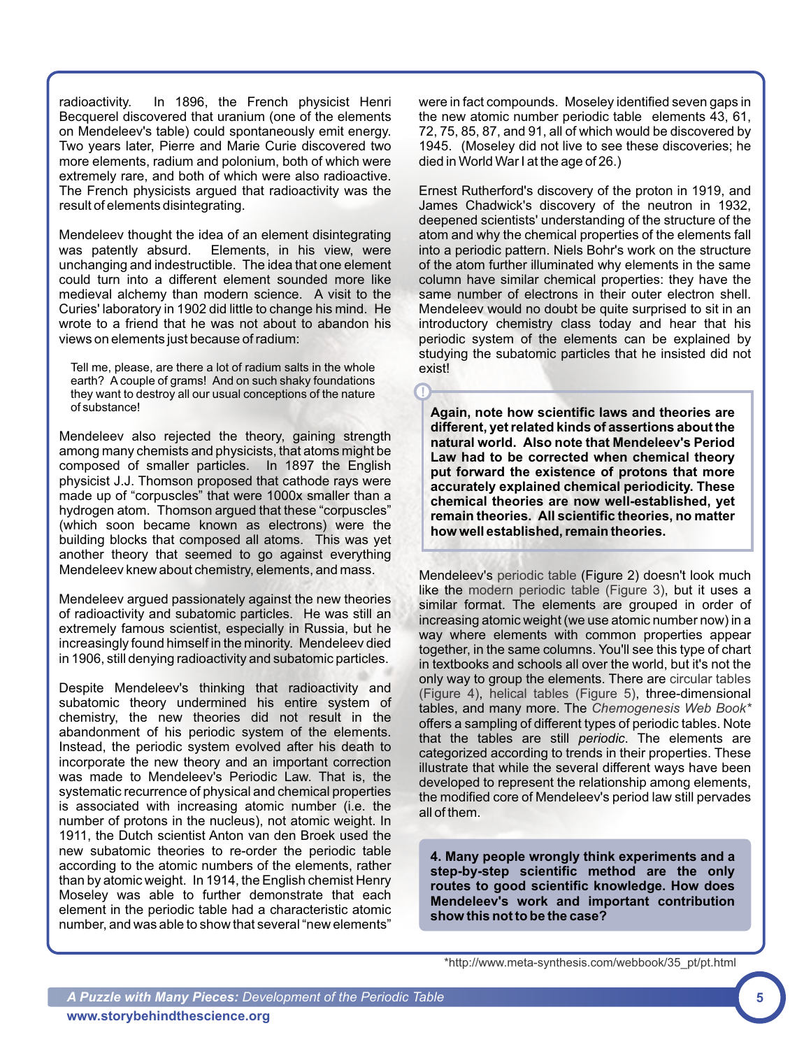radioactivity. In 1896, the French physicist Henri Becquerel discovered that uranium (one of the elements on Mendeleev's table) could spontaneously emit energy. Two years later, Pierre and Marie Curie discovered two more elements, radium and polonium, both of which were extremely rare, and both of which were also radioactive. The French physicists argued that radioactivity was the result of elements disintegrating.

Mendeleev thought the idea of an element disintegrating was patently absurd. Elements, in his view, were unchanging and indestructible. The idea that one element could turn into a different element sounded more like medieval alchemy than modern science. A visit to the Curies' laboratory in 1902 did little to change his mind. He wrote to a friend that he was not about to abandon his views on elements just because of radium:

> Tell me, please, are there a lot of radium salts in the whole earth? A couple of grams! And on such shaky foundations they want to destroy all our usual conceptions of the nature of substance!

Mendeleev also rejected the theory, gaining strength among many chemists and physicists, that atoms might be composed of smaller particles. In 1897 the English physicist J.J. Thomson proposed that cathode rays were made up of "corpuscles" that were 1000x smaller than a hydrogen atom. Thomson argued that these "corpuscles" (which soon became known as electrons) were the building blocks that composed all atoms. This was yet another theory that seemed to go against everything Mendeleev knew about chemistry, elements, and mass.

Mendeleev argued passionately against the new theories of radioactivity and subatomic particles. He was still an extremely famous scientist, especially in Russia, but he increasingly found himself in the minority. Mendeleev died in 1906, still denying radioactivity and subatomic particles.

Despite Mendeleev's thinking that radioactivity and subatomic theory undermined his entire system of chemistry, the new theories did not result in the abandonment of his periodic system of the elements. Instead, the periodic system evolved after his death to incorporate the new theory and an important correction was made to Mendeleev's Periodic Law. That is, the systematic recurrence of physical and chemical properties is associated with increasing atomic number (i.e. the number of protons in the nucleus), not atomic weight. In 1911, the Dutch scientist Anton van den Broek used the new subatomic theories to re-order the periodic table according to the atomic numbers of the elements, rather than by atomic weight. In 1914, the English chemist Henry Moseley was able to further demonstrate that each element in the periodic table had a characteristic atomic number, and was able to show that several "new elements" were in fact compounds. Moseley identified seven gaps in the new atomic number periodic table elements 43, 61, 72, 75, 85, 87, and 91, all of which would be discovered by 1945. (Moseley did not live to see these discoveries; he died in World War I at the age of 26.)

Ernest Rutherford's discovery of the proton in 1919, and James Chadwick's discovery of the neutron in 1932, deepened scientists' understanding of the structure of the atom and why the chemical properties of the elements fall into a periodic pattern. Niels Bohr's work on the structure of the atom further illuminated why elements in the same column have similar chemical properties: they have the same number of electrons in their outer electron shell. Mendeleev would no doubt be quite surprised to sit in an introductory chemistry class today and hear that his periodic system of the elements can be explained by studying the subatomic particles that he insisted did not exist!

**Again, note how scientific laws and theories are different, yet related kinds of assertions about the natural world. Also note that Mendeleev's Period Law had to be corrected when chemical theory put forward the existence of protons that more accurately explained chemical periodicity. These chemical theories are now well-established, yet remain theories. All scientific theories, no matter how well established, remain theories.**

Mendeleev's periodic table (Figure 2) doesn't look much like the modern periodic table (Figure 3), but it uses a similar format. The elements are grouped in order of increasing atomic weight (we use atomic number now) in a way where elements with common properties appear together, in the same columns. You'll see this type of chart in textbooks and schools all over the world, but it's not the only way to group the elements. There are circular tables (Figure 4), helical tables (Figure 5), three-dimensional tables, and many more. The *Chemogenesis Web Book** offers a sampling of different types of periodic tables. Note that the tables are still *periodic*. The elements are categorized according to trends in their properties. These illustrate that while the several different ways have been developed to represent the relationship among elements, the modified core of Mendeleev's period law still pervades all of them.

**4. Many people wrongly think experiments and a step-by-step scientific method are the only routes to good scientific knowledge. How does Mendeleev's work and important contribution show this not to be the case?**

*http://www.meta-synthesis.com/webbook/35_pt/pt.html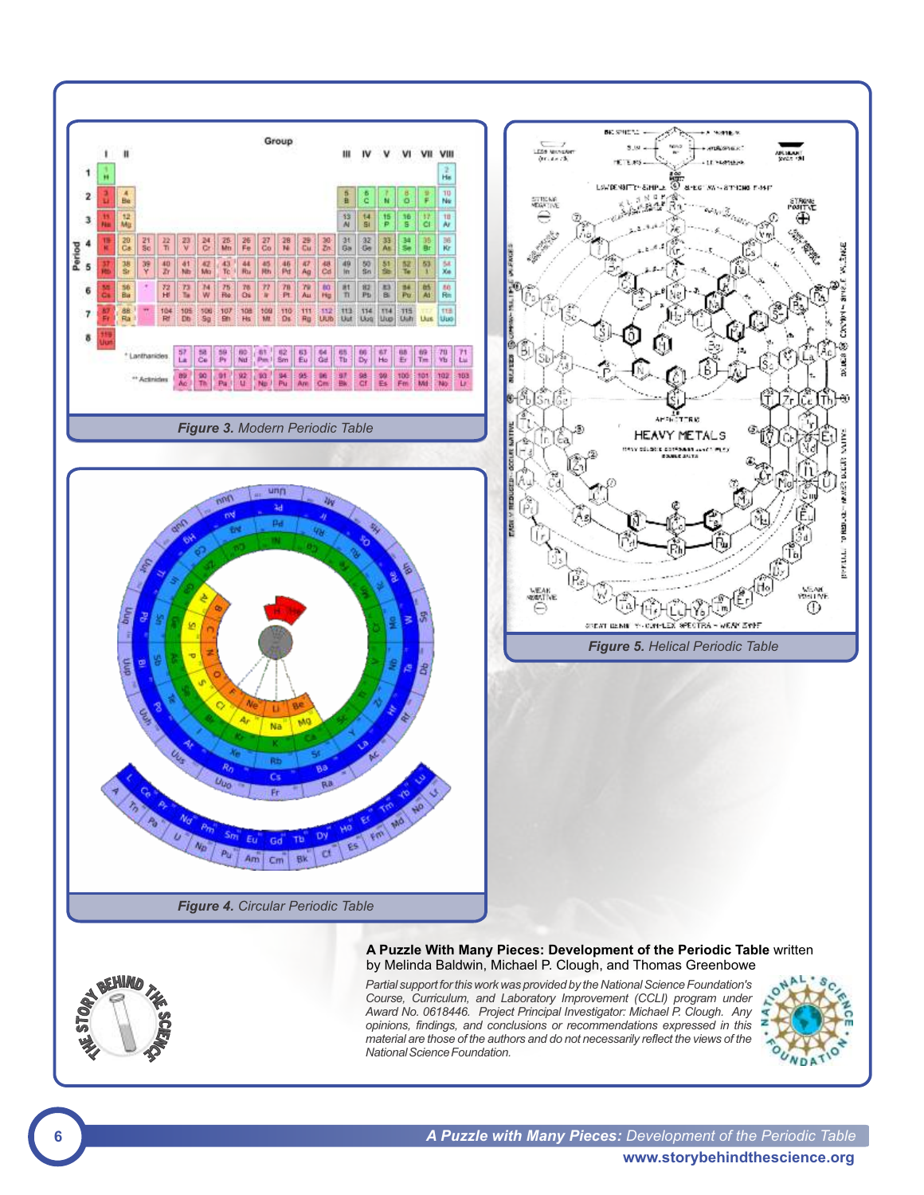**Figure 3.** *Modern Periodic Table*

**Figure 5.** *Helical Periodic Table*

**Figure 4.** *Circular Periodic Table*

**A Puzzle With Many Pieces: Development of the Periodic Table** written by Melinda Baldwin, Michael P. Clough, and Thomas Greenbowe

*Partial support for this work was provided by the National Science Foundation's Course, Curriculum, and Laboratory Improvement (CCLI) program under Award No. 0618446. Project Principal Investigator: Michael P. Clough. Any opinions, findings, and conclusions or recommendations expressed in this material are those of the authors and do not necessarily reflect the views of the National Science Foundation.*

www.storybehindthescience.org